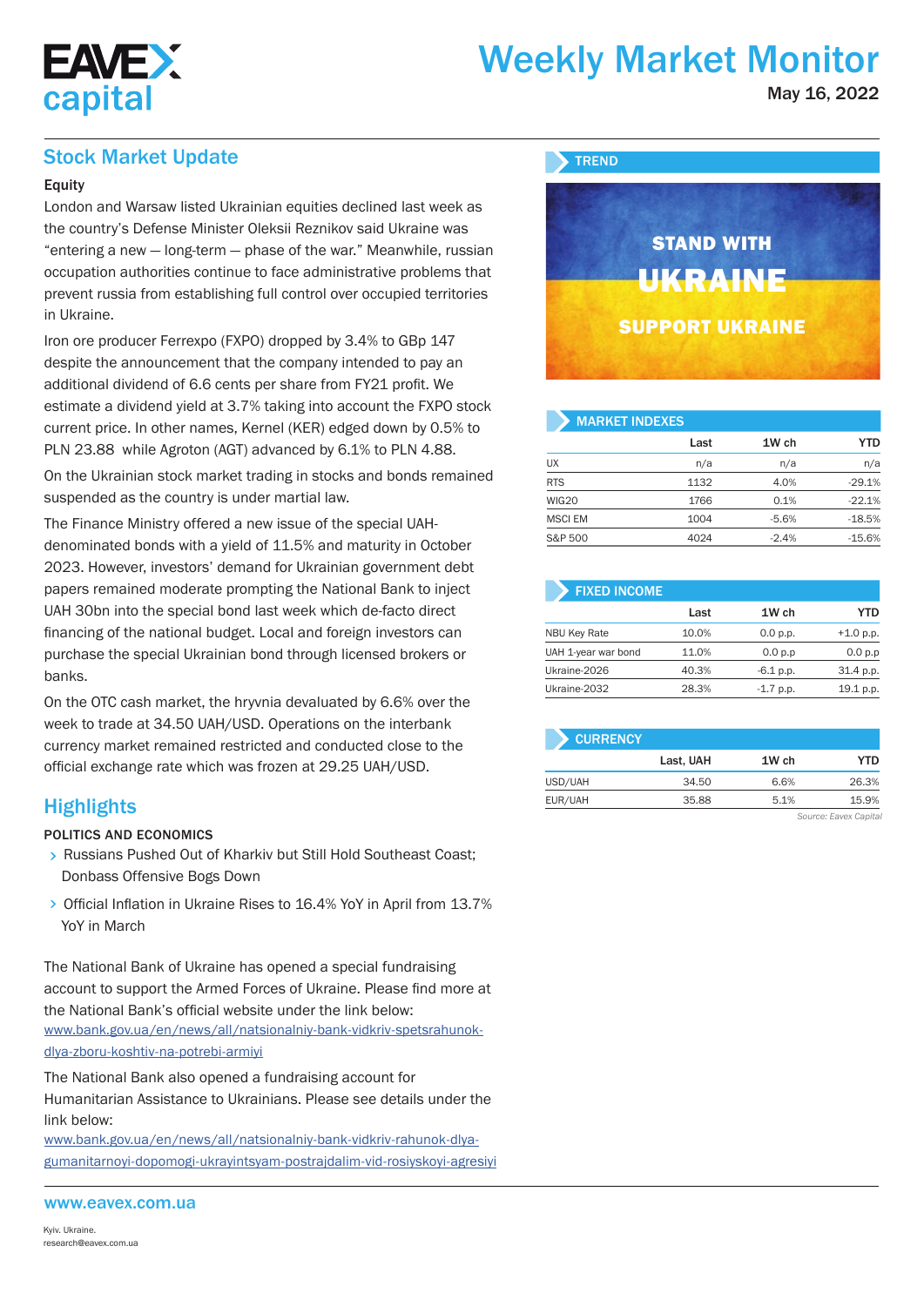# Weekly Market Monitor

May 16, 2022

## Stock Market Update

### Equity

London and Warsaw listed Ukrainian equities declined last week as the country's Defense Minister Oleksii Reznikov said Ukraine was "entering a new — long-term — phase of the war." Meanwhile, russian occupation authorities continue to face administrative problems that prevent russia from establishing full control over occupied territories in Ukraine.

Iron ore producer Ferrexpo (FXPO) dropped by 3.4% to GBp 147 despite the announcement that the company intended to pay an additional dividend of 6.6 cents per share from FY21 profit. We estimate a dividend yield at 3.7% taking into account the FXPO stock current price. In other names, Kernel (KER) edged down by 0.5% to PLN 23.88 while Agroton (AGT) advanced by 6.1% to PLN 4.88.

On the Ukrainian stock market trading in stocks and bonds remained suspended as the country is under martial law.

The Finance Ministry offered a new issue of the special UAH-denominated bonds with a yield of 11.5% and maturity in October 2023. However, investors' demand for Ukrainian government debt papers remained moderate prompting the National Bank to inject UAH 30bn into the special bond last week which de-facto direct financing of the national budget. Local and foreign investors can purchase the special Ukrainian bond through licensed brokers or banks.

On the OTC cash market, the hryvnia devaluated by 6.6% over the week to trade at 34.50 UAH/USD. Operations on the interbank currency market remained restricted and conducted close to the official exchange rate which was frozen at 29.25 UAH/USD.

## Highlights

### POLITICS AND ECONOMICS

- Russians Pushed Out of Kharkiv but Still Hold Southeast Coast; Donbass Offensive Bogs Down
- Official Inflation in Ukraine Rises to 16.4% YoY in April from 13.7% YoY in March

The National Bank of Ukraine has opened a special fundraising account to support the Armed Forces of Ukraine. Please find more at the National Bank's official website under the link below:
www.bank.gov.ua/en/news/all/natsionalniy-bank-vidkriv-spetsrahunok-dlya-zboru-koshtiv-na-potrebi-armiyi

The National Bank also opened a fundraising account for Humanitarian Assistance to Ukrainians. Please see details under the link below:
www.bank.gov.ua/en/news/all/natsionalniy-bank-vidkriv-rahunok-dlya-gumanitarnoyi-dopomogi-ukrayintsyam-postrajdalim-vid-rosiyskoyi-agresiyi

## TREND

STAND WITH UKRAINE

SUPPORT UKRAINE

## MARKET INDEXES

| | Last | 1W ch | YTD |
|---|---|---|---|
| UX | n/a | n/a | n/a |
| RTS | 1132 | 4.0% | -29.1% |
| WIG20 | 1766 | 0.1% | -22.1% |
| MSCI EM | 1004 | -5.6% | -18.5% |
| S&P 500 | 4024 | -2.4% | -15.6% |

## FIXED INCOME

| | Last | 1W ch | YTD |
|---|---|---|---|
| NBU Key Rate | 10.0% | 0.0 p.p. | +1.0 p.p. |
| UAH 1-year war bond | 11.0% | 0.0 p.p | 0.0 p.p |
| Ukraine-2026 | 40.3% | -6.1 p.p. | 31.4 p.p. |
| Ukraine-2032 | 28.3% | -1.7 p.p. | 19.1 p.p. |

## CURRENCY

| | Last, UAH | 1W ch | YTD |
|---|---|---|---|
| USD/UAH | 34.50 | 6.6% | 26.3% |
| EUR/UAH | 35.88 | 5.1% | 15.9% |

*Source: Eavex Capital*

www.eavex.com.ua

Kyiv. Ukraine.
research@eavex.com.ua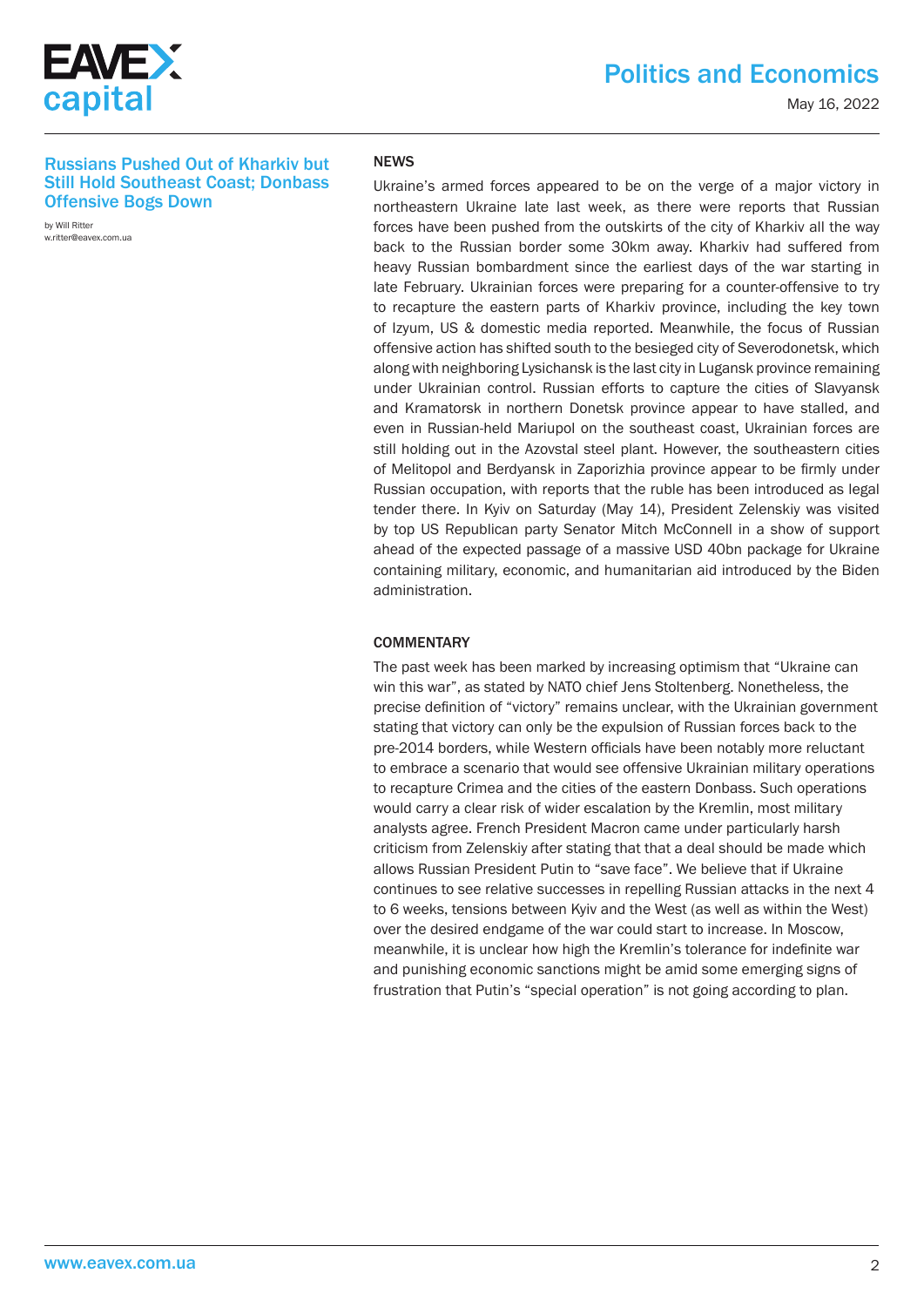## Russians Pushed Out of Kharkiv but Still Hold Southeast Coast; Donbass Offensive Bogs Down

by Will Ritter
w.ritter@eavex.com.ua

### NEWS

Ukraine's armed forces appeared to be on the verge of a major victory in northeastern Ukraine late last week, as there were reports that Russian forces have been pushed from the outskirts of the city of Kharkiv all the way back to the Russian border some 30km away. Kharkiv had suffered from heavy Russian bombardment since the earliest days of the war starting in late February. Ukrainian forces were preparing for a counter-offensive to try to recapture the eastern parts of Kharkiv province, including the key town of Izyum, US & domestic media reported. Meanwhile, the focus of Russian offensive action has shifted south to the besieged city of Severodonetsk, which along with neighboring Lysichansk is the last city in Lugansk province remaining under Ukrainian control. Russian efforts to capture the cities of Slavyansk and Kramatorsk in northern Donetsk province appear to have stalled, and even in Russian-held Mariupol on the southeast coast, Ukrainian forces are still holding out in the Azovstal steel plant. However, the southeastern cities of Melitopol and Berdyansk in Zaporizhia province appear to be firmly under Russian occupation, with reports that the ruble has been introduced as legal tender there. In Kyiv on Saturday (May 14), President Zelenskiy was visited by top US Republican party Senator Mitch McConnell in a show of support ahead of the expected passage of a massive USD 40bn package for Ukraine containing military, economic, and humanitarian aid introduced by the Biden administration.

### COMMENTARY

The past week has been marked by increasing optimism that "Ukraine can win this war", as stated by NATO chief Jens Stoltenberg. Nonetheless, the precise definition of "victory" remains unclear, with the Ukrainian government stating that victory can only be the expulsion of Russian forces back to the pre-2014 borders, while Western officials have been notably more reluctant to embrace a scenario that would see offensive Ukrainian military operations to recapture Crimea and the cities of the eastern Donbass. Such operations would carry a clear risk of wider escalation by the Kremlin, most military analysts agree. French President Macron came under particularly harsh criticism from Zelenskiy after stating that that a deal should be made which allows Russian President Putin to "save face". We believe that if Ukraine continues to see relative successes in repelling Russian attacks in the next 4 to 6 weeks, tensions between Kyiv and the West (as well as within the West) over the desired endgame of the war could start to increase. In Moscow, meanwhile, it is unclear how high the Kremlin's tolerance for indefinite war and punishing economic sanctions might be amid some emerging signs of frustration that Putin's "special operation" is not going according to plan.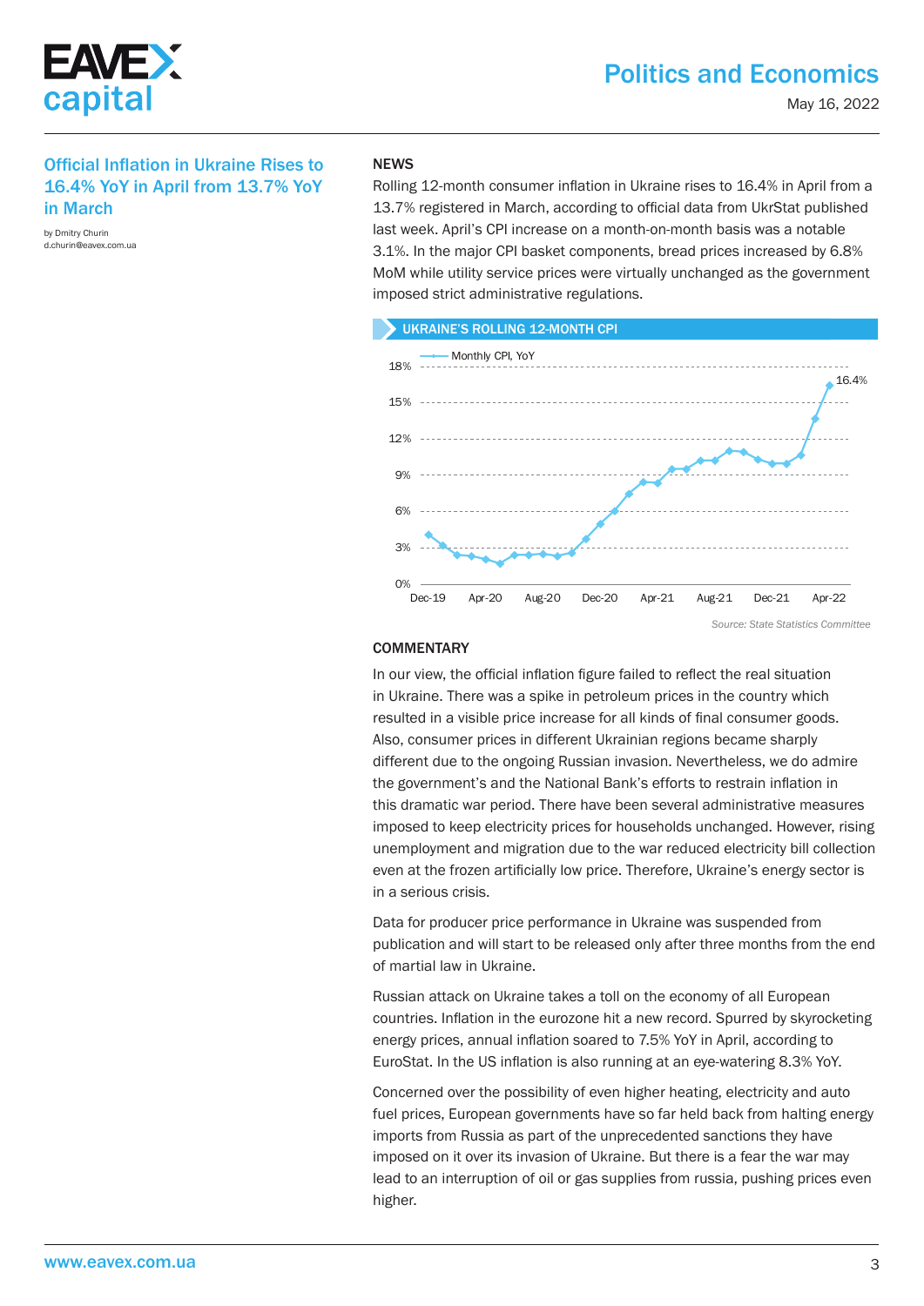## Official Inflation in Ukraine Rises to 16.4% YoY in April from 13.7% YoY in March

by Dmitry Churin
d.churin@eavex.com.ua

### NEWS

Rolling 12-month consumer inflation in Ukraine rises to 16.4% in April from a 13.7% registered in March, according to official data from UkrStat published last week. April's CPI increase on a month-on-month basis was a notable 3.1%. In the major CPI basket components, bread prices increased by 6.8% MoM while utility service prices were virtually unchanged as the government imposed strict administrative regulations.

**UKRAINE'S ROLLING 12-MONTH CPI**

*Source: State Statistics Committee*

### COMMENTARY

In our view, the official inflation figure failed to reflect the real situation in Ukraine. There was a spike in petroleum prices in the country which resulted in a visible price increase for all kinds of final consumer goods. Also, consumer prices in different Ukrainian regions became sharply different due to the ongoing Russian invasion. Nevertheless, we do admire the government's and the National Bank's efforts to restrain inflation in this dramatic war period. There have been several administrative measures imposed to keep electricity prices for households unchanged. However, rising unemployment and migration due to the war reduced electricity bill collection even at the frozen artificially low price. Therefore, Ukraine's energy sector is in a serious crisis.

Data for producer price performance in Ukraine was suspended from publication and will start to be released only after three months from the end of martial law in Ukraine.

Russian attack on Ukraine takes a toll on the economy of all European countries. Inflation in the eurozone hit a new record. Spurred by skyrocketing energy prices, annual inflation soared to 7.5% YoY in April, according to EuroStat. In the US inflation is also running at an eye-watering 8.3% YoY.

Concerned over the possibility of even higher heating, electricity and auto fuel prices, European governments have so far held back from halting energy imports from Russia as part of the unprecedented sanctions they have imposed on it over its invasion of Ukraine. But there is a fear the war may lead to an interruption of oil or gas supplies from russia, pushing prices even higher.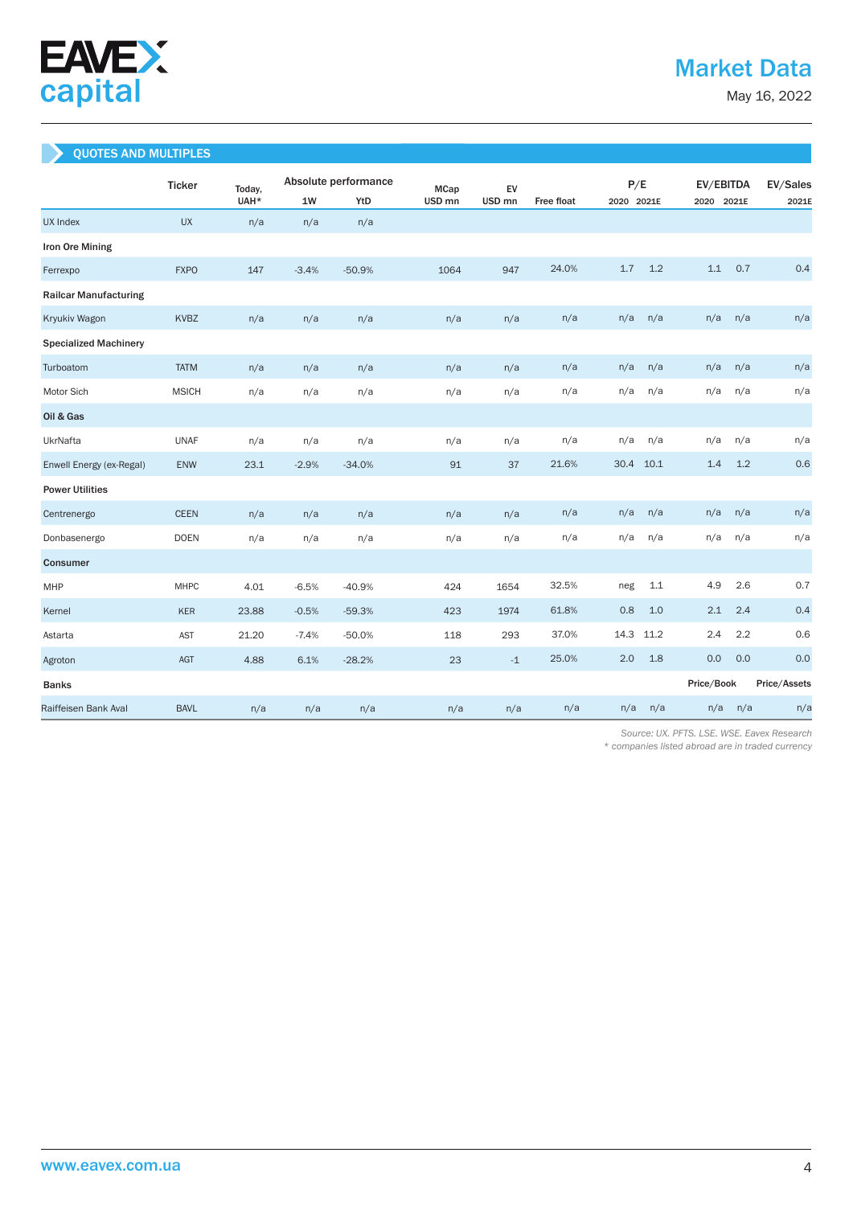## QUOTES AND MULTIPLES

| | Ticker | Today, UAH* | Absolute performance | | MCap USD mn | EV USD mn | Free float | P/E | | EV/EBITDA | | EV/Sales |
|---|---|---|---|---|---|---|---|---|---|---|---|---|
| | | | 1W | YtD | | | | 2020 | 2021E | 2020 | 2021E | 2021E |
| UX Index | UX | n/a | n/a | n/a | | | | | | | | |
| **Iron Ore Mining** | | | | | | | | | | | | |
| Ferrexpo | FXPO | 147 | -3.4% | -50.9% | 1064 | 947 | 24.0% | 1.7 | 1.2 | 1.1 | 0.7 | 0.4 |
| **Railcar Manufacturing** | | | | | | | | | | | | |
| Kryukiv Wagon | KVBZ | n/a | n/a | n/a | n/a | n/a | n/a | n/a | n/a | n/a | n/a | n/a |
| **Specialized Machinery** | | | | | | | | | | | | |
| Turboatom | TATM | n/a | n/a | n/a | n/a | n/a | n/a | n/a | n/a | n/a | n/a | n/a |
| Motor Sich | MSICH | n/a | n/a | n/a | n/a | n/a | n/a | n/a | n/a | n/a | n/a | n/a |
| **Oil & Gas** | | | | | | | | | | | | |
| UkrNafta | UNAF | n/a | n/a | n/a | n/a | n/a | n/a | n/a | n/a | n/a | n/a | n/a |
| Enwell Energy (ex-Regal) | ENW | 23.1 | -2.9% | -34.0% | 91 | 37 | 21.6% | 30.4 | 10.1 | 1.4 | 1.2 | 0.6 |
| **Power Utilities** | | | | | | | | | | | | |
| Centrenergo | CEEN | n/a | n/a | n/a | n/a | n/a | n/a | n/a | n/a | n/a | n/a | n/a |
| Donbasenergo | DOEN | n/a | n/a | n/a | n/a | n/a | n/a | n/a | n/a | n/a | n/a | n/a |
| **Consumer** | | | | | | | | | | | | |
| MHP | MHPC | 4.01 | -6.5% | -40.9% | 424 | 1654 | 32.5% | neg | 1.1 | 4.9 | 2.6 | 0.7 |
| Kernel | KER | 23.88 | -0.5% | -59.3% | 423 | 1974 | 61.8% | 0.8 | 1.0 | 2.1 | 2.4 | 0.4 |
| Astarta | AST | 21.20 | -7.4% | -50.0% | 118 | 293 | 37.0% | 14.3 | 11.2 | 2.4 | 2.2 | 0.6 |
| Agroton | AGT | 4.88 | 6.1% | -28.2% | 23 | -1 | 25.0% | 2.0 | 1.8 | 0.0 | 0.0 | 0.0 |
| **Banks** | | | | | | | | | | Price/Book | | Price/Assets |
| Raiffeisen Bank Aval | BAVL | n/a | n/a | n/a | n/a | n/a | n/a | n/a | n/a | n/a | n/a | n/a |

*Source: UX. PFTS. LSE. WSE. Eavex Research*

*\* companies listed abroad are in traded currency*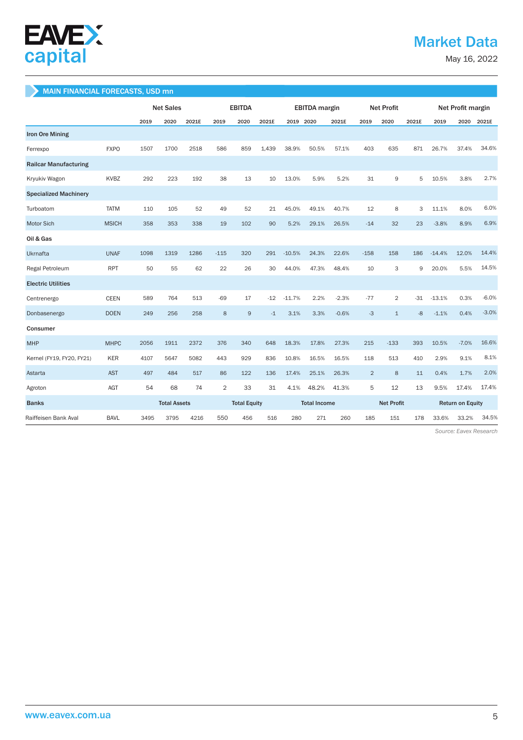## MAIN FINANCIAL FORECASTS, USD mn

| | | Net Sales | | | EBITDA | | | EBITDA margin | | | Net Profit | | | Net Profit margin | | |
|---|---|---|---|---|---|---|---|---|---|---|---|---|---|---|---|---|
| | | 2019 | 2020 | 2021E | 2019 | 2020 | 2021E | 2019 | 2020 | 2021E | 2019 | 2020 | 2021E | 2019 | 2020 | 2021E |
| **Iron Ore Mining** | | | | | | | | | | | | | | | | |
| Ferrexpo | FXPO | 1507 | 1700 | 2518 | 586 | 859 | 1,439 | 38.9% | 50.5% | 57.1% | 403 | 635 | 871 | 26.7% | 37.4% | 34.6% |
| **Railcar Manufacturing** | | | | | | | | | | | | | | | | |
| Kryukiv Wagon | KVBZ | 292 | 223 | 192 | 38 | 13 | 10 | 13.0% | 5.9% | 5.2% | 31 | 9 | 5 | 10.5% | 3.8% | 2.7% |
| **Specialized Machinery** | | | | | | | | | | | | | | | | |
| Turboatom | TATM | 110 | 105 | 52 | 49 | 52 | 21 | 45.0% | 49.1% | 40.7% | 12 | 8 | 3 | 11.1% | 8.0% | 6.0% |
| Motor Sich | MSICH | 358 | 353 | 338 | 19 | 102 | 90 | 5.2% | 29.1% | 26.5% | -14 | 32 | 23 | -3.8% | 8.9% | 6.9% |
| **Oil & Gas** | | | | | | | | | | | | | | | | |
| Ukrnafta | UNAF | 1098 | 1319 | 1286 | -115 | 320 | 291 | -10.5% | 24.3% | 22.6% | -158 | 158 | 186 | -14.4% | 12.0% | 14.4% |
| Regal Petroleum | RPT | 50 | 55 | 62 | 22 | 26 | 30 | 44.0% | 47.3% | 48.4% | 10 | 3 | 9 | 20.0% | 5.5% | 14.5% |
| **Electric Utilities** | | | | | | | | | | | | | | | | |
| Centrenergo | CEEN | 589 | 764 | 513 | -69 | 17 | -12 | -11.7% | 2.2% | -2.3% | -77 | 2 | -31 | -13.1% | 0.3% | -6.0% |
| Donbasenergo | DOEN | 249 | 256 | 258 | 8 | 9 | -1 | 3.1% | 3.3% | -0.6% | -3 | 1 | -8 | -1.1% | 0.4% | -3.0% |
| **Consumer** | | | | | | | | | | | | | | | | |
| MHP | MHPC | 2056 | 1911 | 2372 | 376 | 340 | 648 | 18.3% | 17.8% | 27.3% | 215 | -133 | 393 | 10.5% | -7.0% | 16.6% |
| Kernel (FY19, FY20, FY21) | KER | 4107 | 5647 | 5082 | 443 | 929 | 836 | 10.8% | 16.5% | 16.5% | 118 | 513 | 410 | 2.9% | 9.1% | 8.1% |
| Astarta | AST | 497 | 484 | 517 | 86 | 122 | 136 | 17.4% | 25.1% | 26.3% | 2 | 8 | 11 | 0.4% | 1.7% | 2.0% |
| Agroton | AGT | 54 | 68 | 74 | 2 | 33 | 31 | 4.1% | 48.2% | 41.3% | 5 | 12 | 13 | 9.5% | 17.4% | 17.4% |
| **Banks** | | **Total Assets** | | | **Total Equity** | | | **Total Income** | | | **Net Profit** | | | **Return on Equity** | | |
| Raiffeisen Bank Aval | BAVL | 3495 | 3795 | 4216 | 550 | 456 | 516 | 280 | 271 | 260 | 185 | 151 | 178 | 33.6% | 33.2% | 34.5% |

*Source: Eavex Research*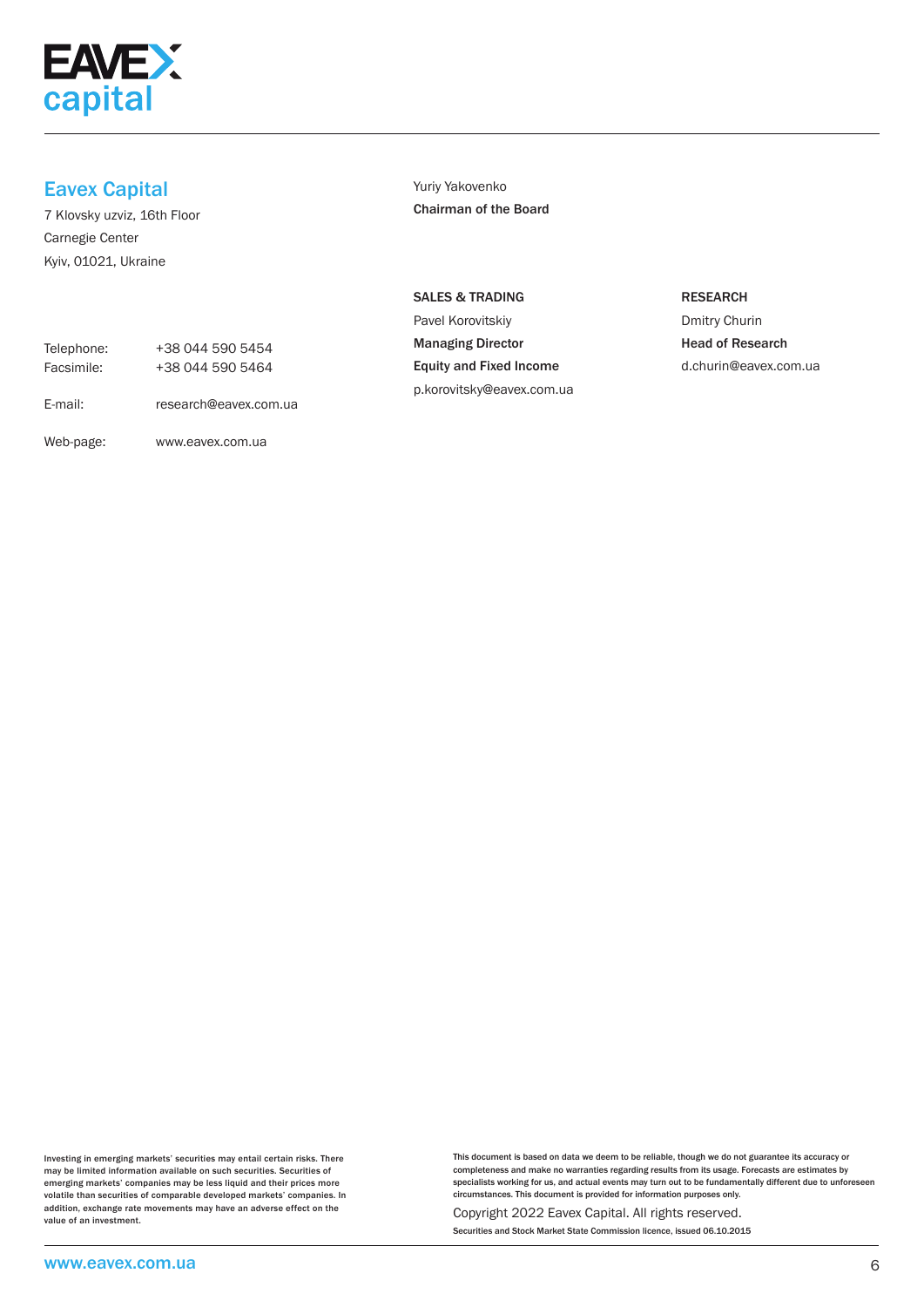EAVEX capital

## Eavex Capital

7 Klovsky uzviz, 16th Floor
Carnegie Center
Kyiv, 01021, Ukraine

| | |
|---|---|
| Telephone: | +38 044 590 5454 |
| Facsimile: | +38 044 590 5464 |
| E-mail: | research@eavex.com.ua |
| Web-page: | www.eavex.com.ua |

Yuriy Yakovenko
**Chairman of the Board**

**SALES & TRADING**

Pavel Korovitskiy
**Managing Director**
**Equity and Fixed Income**
p.korovitsky@eavex.com.ua

**RESEARCH**

Dmitry Churin
**Head of Research**
d.churin@eavex.com.ua

Investing in emerging markets' securities may entail certain risks. There may be limited information available on such securities. Securities of emerging markets' companies may be less liquid and their prices more volatile than securities of comparable developed markets' companies. In addition, exchange rate movements may have an adverse effect on the value of an investment.

This document is based on data we deem to be reliable, though we do not guarantee its accuracy or completeness and make no warranties regarding results from its usage. Forecasts are estimates by specialists working for us, and actual events may turn out to be fundamentally different due to unforeseen circumstances. This document is provided for information purposes only.

Copyright 2022 Eavex Capital. All rights reserved.

Securities and Stock Market State Commission licence, issued 06.10.2015

www.eavex.com.ua